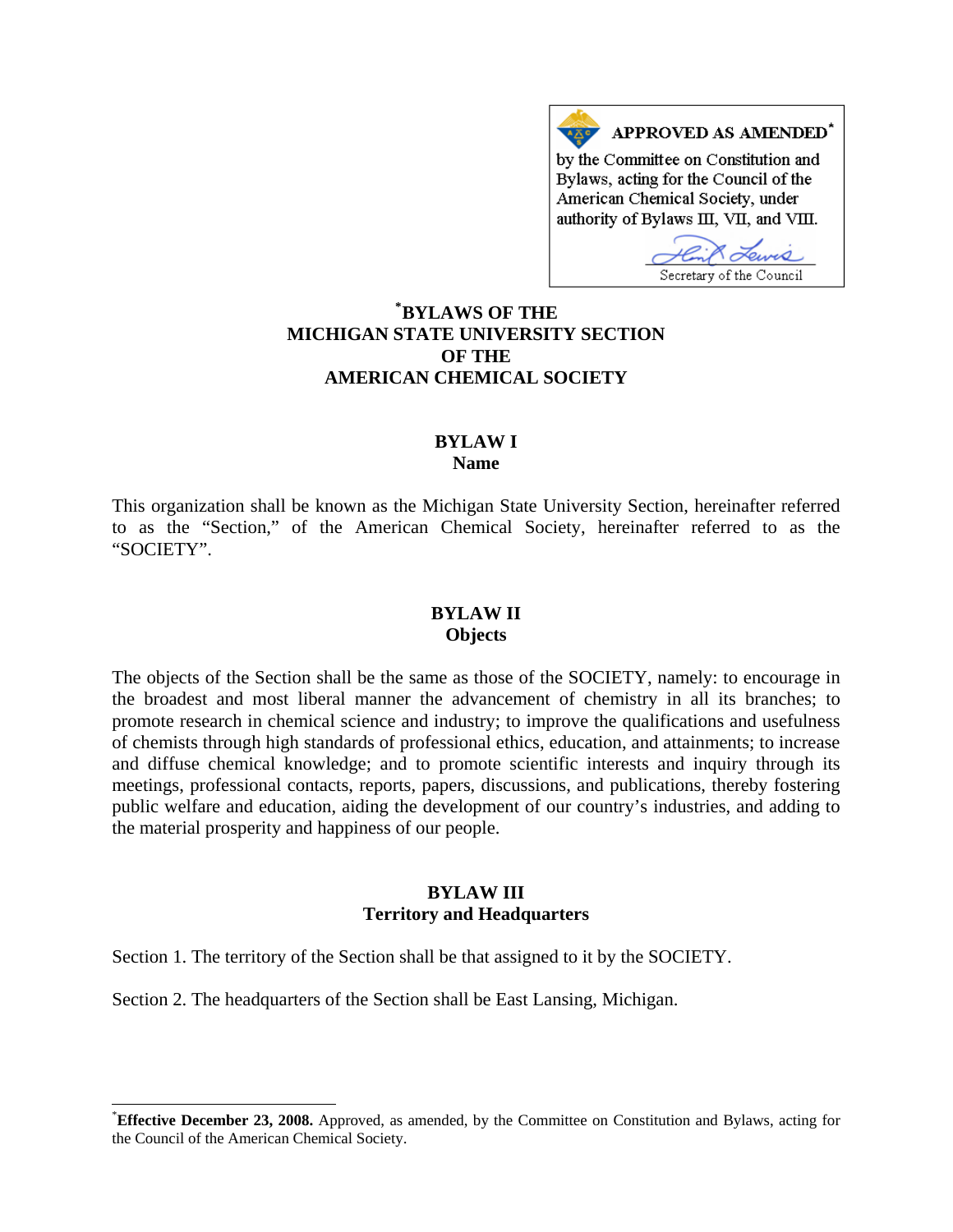APPROVED AS AMENDED*

by the Committee on Constitution and Bylaws, acting for the Council of the American Chemical Society, under authority of Bylaws III, VII, and VIII.

Secretary of the Council

# *BYLAWS OF THE MICHIGAN STATE UNIVERSITY SECTION OF THE AMERICAN CHEMICAL SOCIETY

## BYLAW I
## Name

This organization shall be known as the Michigan State University Section, hereinafter referred to as the "Section," of the American Chemical Society, hereinafter referred to as the "SOCIETY".

## BYLAW II
## Objects

The objects of the Section shall be the same as those of the SOCIETY, namely: to encourage in the broadest and most liberal manner the advancement of chemistry in all its branches; to promote research in chemical science and industry; to improve the qualifications and usefulness of chemists through high standards of professional ethics, education, and attainments; to increase and diffuse chemical knowledge; and to promote scientific interests and inquiry through its meetings, professional contacts, reports, papers, discussions, and publications, thereby fostering public welfare and education, aiding the development of our country's industries, and adding to the material prosperity and happiness of our people.

## BYLAW III
## Territory and Headquarters

Section 1. The territory of the Section shall be that assigned to it by the SOCIETY.

Section 2. The headquarters of the Section shall be East Lansing, Michigan.

---

***Effective December 23, 2008.** Approved, as amended, by the Committee on Constitution and Bylaws, acting for the Council of the American Chemical Society.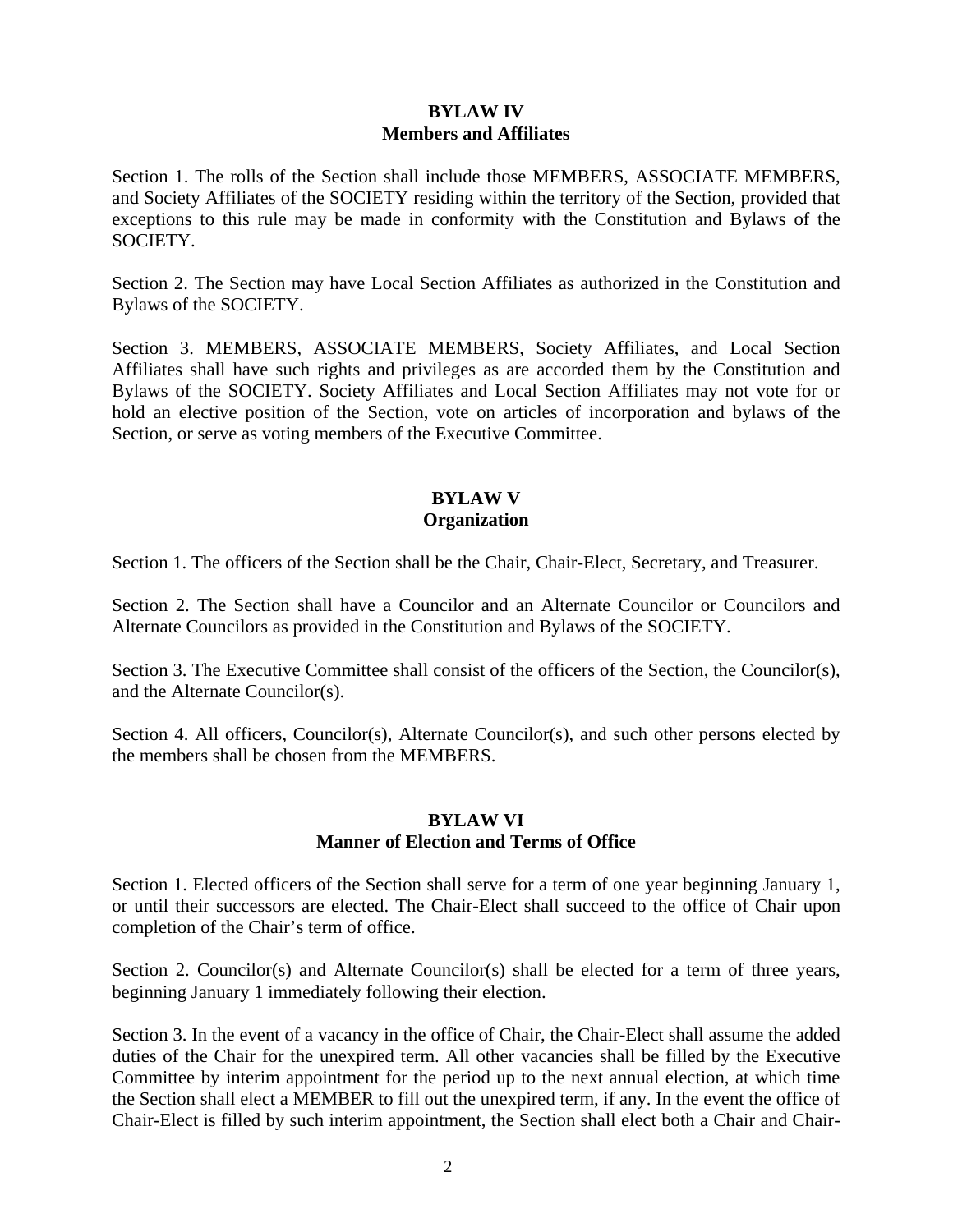## BYLAW IV
## Members and Affiliates

Section 1. The rolls of the Section shall include those MEMBERS, ASSOCIATE MEMBERS, and Society Affiliates of the SOCIETY residing within the territory of the Section, provided that exceptions to this rule may be made in conformity with the Constitution and Bylaws of the SOCIETY.

Section 2. The Section may have Local Section Affiliates as authorized in the Constitution and Bylaws of the SOCIETY.

Section 3. MEMBERS, ASSOCIATE MEMBERS, Society Affiliates, and Local Section Affiliates shall have such rights and privileges as are accorded them by the Constitution and Bylaws of the SOCIETY. Society Affiliates and Local Section Affiliates may not vote for or hold an elective position of the Section, vote on articles of incorporation and bylaws of the Section, or serve as voting members of the Executive Committee.

## BYLAW V
## Organization

Section 1. The officers of the Section shall be the Chair, Chair-Elect, Secretary, and Treasurer.

Section 2. The Section shall have a Councilor and an Alternate Councilor or Councilors and Alternate Councilors as provided in the Constitution and Bylaws of the SOCIETY.

Section 3. The Executive Committee shall consist of the officers of the Section, the Councilor(s), and the Alternate Councilor(s).

Section 4. All officers, Councilor(s), Alternate Councilor(s), and such other persons elected by the members shall be chosen from the MEMBERS.

## BYLAW VI
## Manner of Election and Terms of Office

Section 1. Elected officers of the Section shall serve for a term of one year beginning January 1, or until their successors are elected. The Chair-Elect shall succeed to the office of Chair upon completion of the Chair's term of office.

Section 2. Councilor(s) and Alternate Councilor(s) shall be elected for a term of three years, beginning January 1 immediately following their election.

Section 3. In the event of a vacancy in the office of Chair, the Chair-Elect shall assume the added duties of the Chair for the unexpired term. All other vacancies shall be filled by the Executive Committee by interim appointment for the period up to the next annual election, at which time the Section shall elect a MEMBER to fill out the unexpired term, if any. In the event the office of Chair-Elect is filled by such interim appointment, the Section shall elect both a Chair and Chair-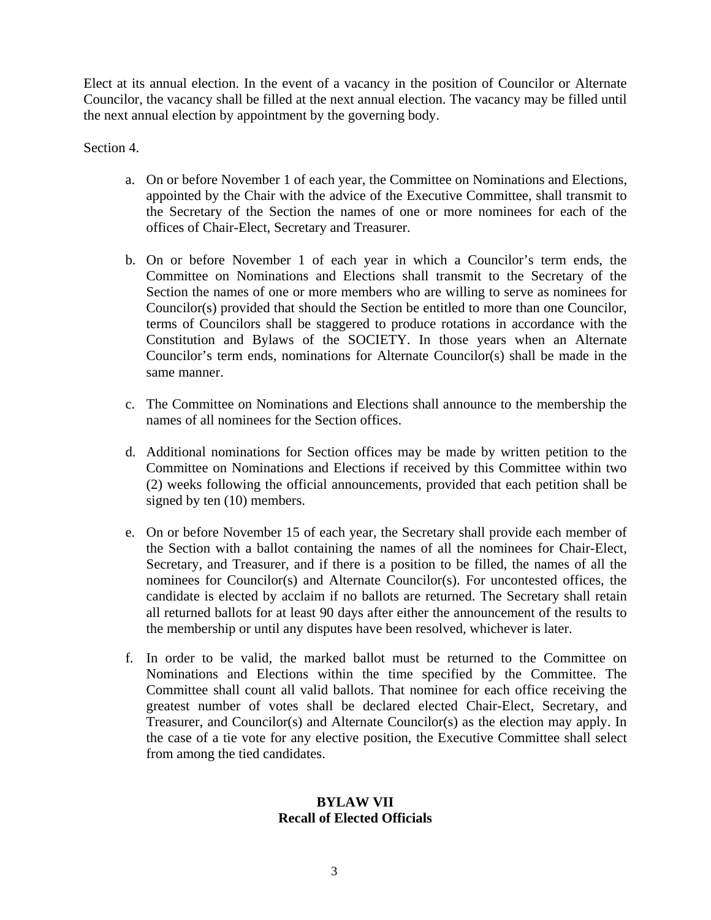Elect at its annual election. In the event of a vacancy in the position of Councilor or Alternate Councilor, the vacancy shall be filled at the next annual election. The vacancy may be filled until the next annual election by appointment by the governing body.

Section 4.

a. On or before November 1 of each year, the Committee on Nominations and Elections, appointed by the Chair with the advice of the Executive Committee, shall transmit to the Secretary of the Section the names of one or more nominees for each of the offices of Chair-Elect, Secretary and Treasurer.

b. On or before November 1 of each year in which a Councilor's term ends, the Committee on Nominations and Elections shall transmit to the Secretary of the Section the names of one or more members who are willing to serve as nominees for Councilor(s) provided that should the Section be entitled to more than one Councilor, terms of Councilors shall be staggered to produce rotations in accordance with the Constitution and Bylaws of the SOCIETY. In those years when an Alternate Councilor's term ends, nominations for Alternate Councilor(s) shall be made in the same manner.

c. The Committee on Nominations and Elections shall announce to the membership the names of all nominees for the Section offices.

d. Additional nominations for Section offices may be made by written petition to the Committee on Nominations and Elections if received by this Committee within two (2) weeks following the official announcements, provided that each petition shall be signed by ten (10) members.

e. On or before November 15 of each year, the Secretary shall provide each member of the Section with a ballot containing the names of all the nominees for Chair-Elect, Secretary, and Treasurer, and if there is a position to be filled, the names of all the nominees for Councilor(s) and Alternate Councilor(s). For uncontested offices, the candidate is elected by acclaim if no ballots are returned. The Secretary shall retain all returned ballots for at least 90 days after either the announcement of the results to the membership or until any disputes have been resolved, whichever is later.

f. In order to be valid, the marked ballot must be returned to the Committee on Nominations and Elections within the time specified by the Committee. The Committee shall count all valid ballots. That nominee for each office receiving the greatest number of votes shall be declared elected Chair-Elect, Secretary, and Treasurer, and Councilor(s) and Alternate Councilor(s) as the election may apply. In the case of a tie vote for any elective position, the Executive Committee shall select from among the tied candidates.

## BYLAW VII
## Recall of Elected Officials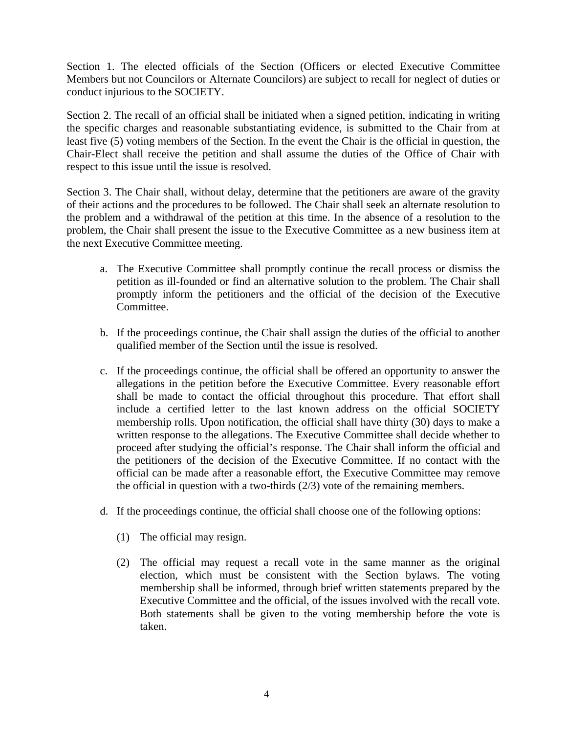Section 1. The elected officials of the Section (Officers or elected Executive Committee Members but not Councilors or Alternate Councilors) are subject to recall for neglect of duties or conduct injurious to the SOCIETY.

Section 2. The recall of an official shall be initiated when a signed petition, indicating in writing the specific charges and reasonable substantiating evidence, is submitted to the Chair from at least five (5) voting members of the Section. In the event the Chair is the official in question, the Chair-Elect shall receive the petition and shall assume the duties of the Office of Chair with respect to this issue until the issue is resolved.

Section 3. The Chair shall, without delay, determine that the petitioners are aware of the gravity of their actions and the procedures to be followed. The Chair shall seek an alternate resolution to the problem and a withdrawal of the petition at this time. In the absence of a resolution to the problem, the Chair shall present the issue to the Executive Committee as a new business item at the next Executive Committee meeting.

a. The Executive Committee shall promptly continue the recall process or dismiss the petition as ill-founded or find an alternative solution to the problem. The Chair shall promptly inform the petitioners and the official of the decision of the Executive Committee.

b. If the proceedings continue, the Chair shall assign the duties of the official to another qualified member of the Section until the issue is resolved.

c. If the proceedings continue, the official shall be offered an opportunity to answer the allegations in the petition before the Executive Committee. Every reasonable effort shall be made to contact the official throughout this procedure. That effort shall include a certified letter to the last known address on the official SOCIETY membership rolls. Upon notification, the official shall have thirty (30) days to make a written response to the allegations. The Executive Committee shall decide whether to proceed after studying the official's response. The Chair shall inform the official and the petitioners of the decision of the Executive Committee. If no contact with the official can be made after a reasonable effort, the Executive Committee may remove the official in question with a two-thirds (2/3) vote of the remaining members.

d. If the proceedings continue, the official shall choose one of the following options:

   (1) The official may resign.

   (2) The official may request a recall vote in the same manner as the original election, which must be consistent with the Section bylaws. The voting membership shall be informed, through brief written statements prepared by the Executive Committee and the official, of the issues involved with the recall vote. Both statements shall be given to the voting membership before the vote is taken.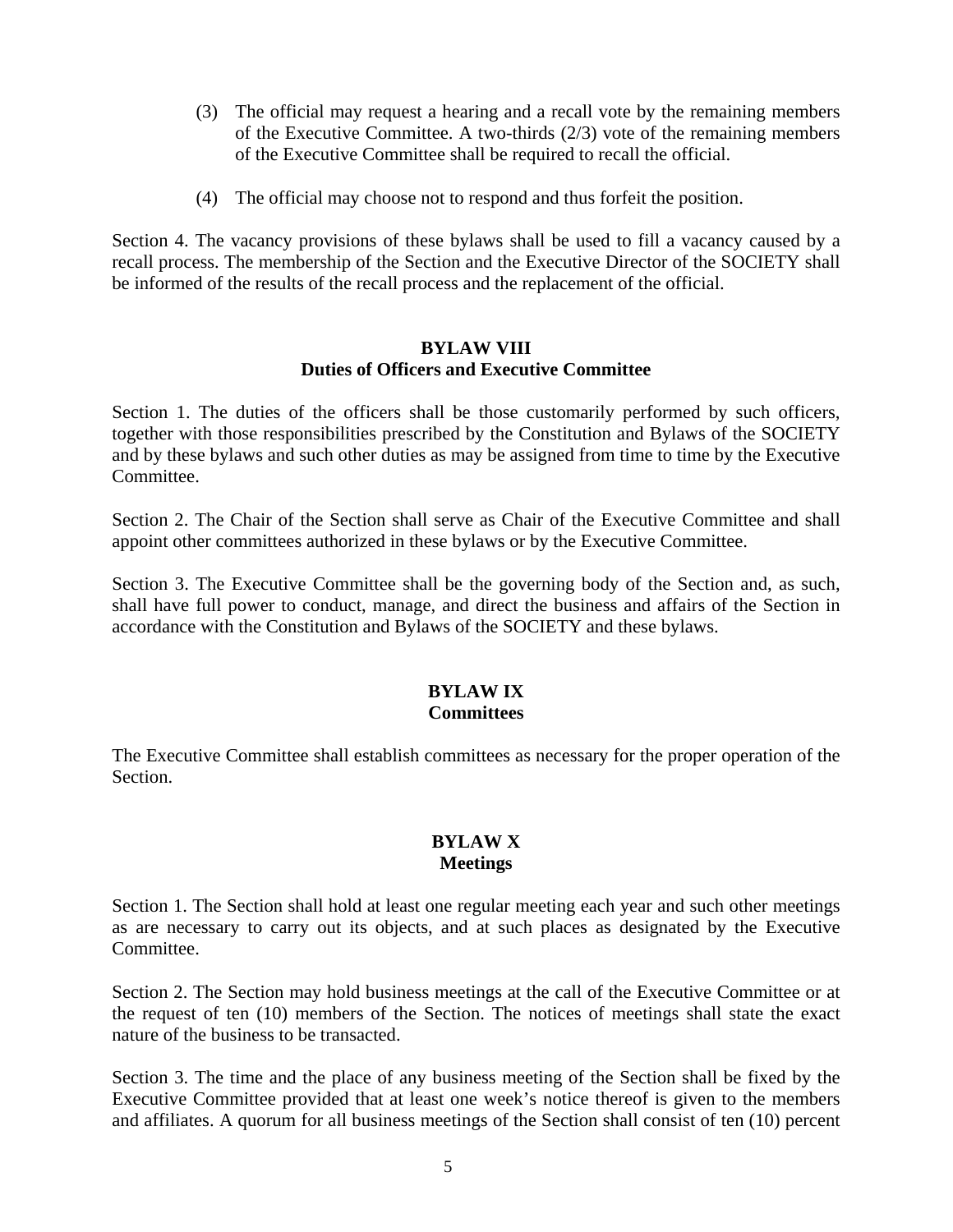(3) The official may request a hearing and a recall vote by the remaining members of the Executive Committee. A two-thirds (2/3) vote of the remaining members of the Executive Committee shall be required to recall the official.

(4) The official may choose not to respond and thus forfeit the position.

Section 4. The vacancy provisions of these bylaws shall be used to fill a vacancy caused by a recall process. The membership of the Section and the Executive Director of the SOCIETY shall be informed of the results of the recall process and the replacement of the official.

## BYLAW VIII
## Duties of Officers and Executive Committee

Section 1. The duties of the officers shall be those customarily performed by such officers, together with those responsibilities prescribed by the Constitution and Bylaws of the SOCIETY and by these bylaws and such other duties as may be assigned from time to time by the Executive Committee.

Section 2. The Chair of the Section shall serve as Chair of the Executive Committee and shall appoint other committees authorized in these bylaws or by the Executive Committee.

Section 3. The Executive Committee shall be the governing body of the Section and, as such, shall have full power to conduct, manage, and direct the business and affairs of the Section in accordance with the Constitution and Bylaws of the SOCIETY and these bylaws.

## BYLAW IX
## Committees

The Executive Committee shall establish committees as necessary for the proper operation of the Section.

## BYLAW X
## Meetings

Section 1. The Section shall hold at least one regular meeting each year and such other meetings as are necessary to carry out its objects, and at such places as designated by the Executive Committee.

Section 2. The Section may hold business meetings at the call of the Executive Committee or at the request of ten (10) members of the Section. The notices of meetings shall state the exact nature of the business to be transacted.

Section 3. The time and the place of any business meeting of the Section shall be fixed by the Executive Committee provided that at least one week's notice thereof is given to the members and affiliates. A quorum for all business meetings of the Section shall consist of ten (10) percent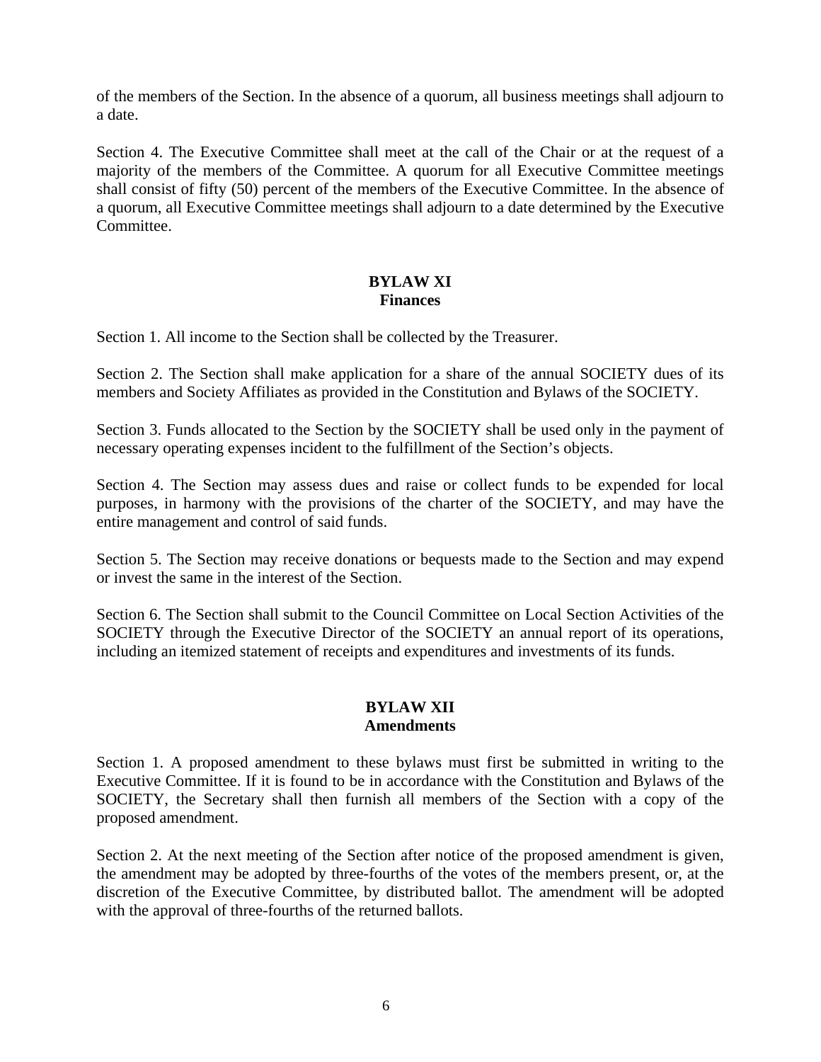of the members of the Section. In the absence of a quorum, all business meetings shall adjourn to a date.

Section 4. The Executive Committee shall meet at the call of the Chair or at the request of a majority of the members of the Committee. A quorum for all Executive Committee meetings shall consist of fifty (50) percent of the members of the Executive Committee. In the absence of a quorum, all Executive Committee meetings shall adjourn to a date determined by the Executive Committee.

## BYLAW XI
## Finances

Section 1. All income to the Section shall be collected by the Treasurer.

Section 2. The Section shall make application for a share of the annual SOCIETY dues of its members and Society Affiliates as provided in the Constitution and Bylaws of the SOCIETY.

Section 3. Funds allocated to the Section by the SOCIETY shall be used only in the payment of necessary operating expenses incident to the fulfillment of the Section's objects.

Section 4. The Section may assess dues and raise or collect funds to be expended for local purposes, in harmony with the provisions of the charter of the SOCIETY, and may have the entire management and control of said funds.

Section 5. The Section may receive donations or bequests made to the Section and may expend or invest the same in the interest of the Section.

Section 6. The Section shall submit to the Council Committee on Local Section Activities of the SOCIETY through the Executive Director of the SOCIETY an annual report of its operations, including an itemized statement of receipts and expenditures and investments of its funds.

## BYLAW XII
## Amendments

Section 1. A proposed amendment to these bylaws must first be submitted in writing to the Executive Committee. If it is found to be in accordance with the Constitution and Bylaws of the SOCIETY, the Secretary shall then furnish all members of the Section with a copy of the proposed amendment.

Section 2. At the next meeting of the Section after notice of the proposed amendment is given, the amendment may be adopted by three-fourths of the votes of the members present, or, at the discretion of the Executive Committee, by distributed ballot. The amendment will be adopted with the approval of three-fourths of the returned ballots.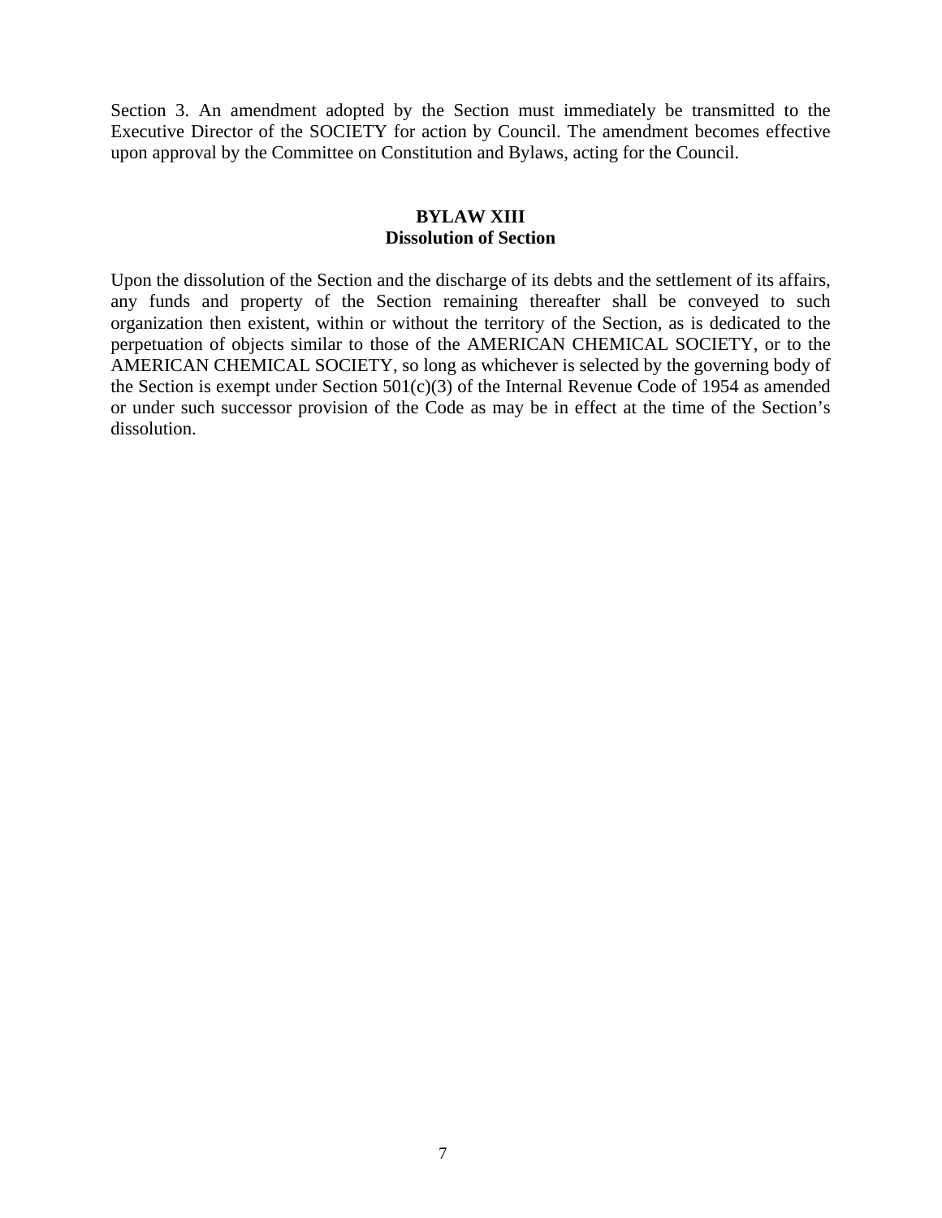Section 3. An amendment adopted by the Section must immediately be transmitted to the Executive Director of the SOCIETY for action by Council. The amendment becomes effective upon approval by the Committee on Constitution and Bylaws, acting for the Council.

## BYLAW XIII
## Dissolution of Section

Upon the dissolution of the Section and the discharge of its debts and the settlement of its affairs, any funds and property of the Section remaining thereafter shall be conveyed to such organization then existent, within or without the territory of the Section, as is dedicated to the perpetuation of objects similar to those of the AMERICAN CHEMICAL SOCIETY, or to the AMERICAN CHEMICAL SOCIETY, so long as whichever is selected by the governing body of the Section is exempt under Section 501(c)(3) of the Internal Revenue Code of 1954 as amended or under such successor provision of the Code as may be in effect at the time of the Section's dissolution.